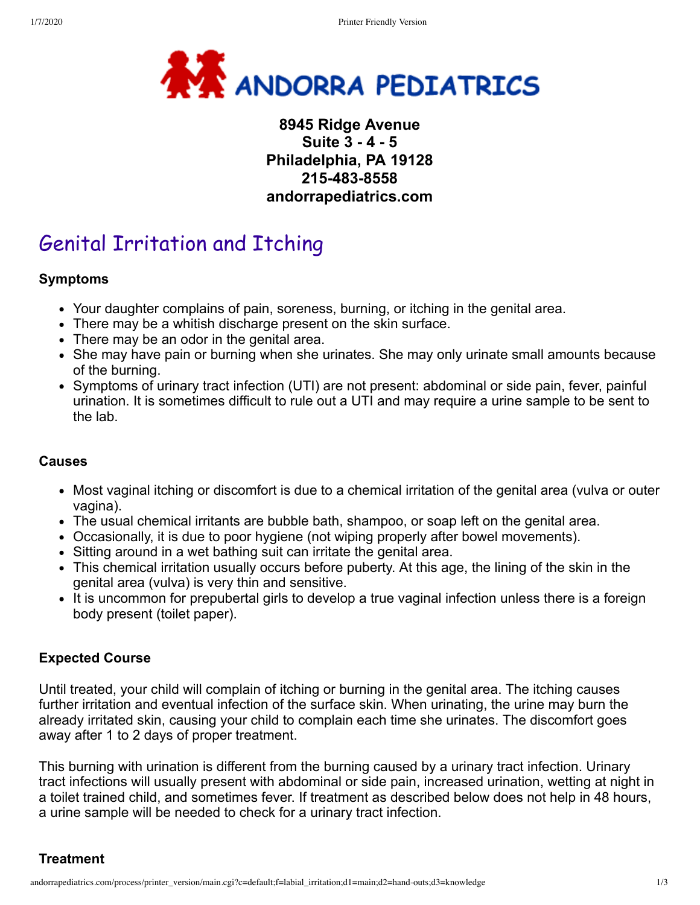# ANDORRA PEDIATRICS

**8945 Ridge Avenue**
**Suite 3 - 4 - 5**
**Philadelphia, PA 19128**
**215-483-8558**
**andorrapediatrics.com**

## Genital Irritation and Itching

### Symptoms

- Your daughter complains of pain, soreness, burning, or itching in the genital area.
- There may be a whitish discharge present on the skin surface.
- There may be an odor in the genital area.
- She may have pain or burning when she urinates. She may only urinate small amounts because of the burning.
- Symptoms of urinary tract infection (UTI) are not present: abdominal or side pain, fever, painful urination. It is sometimes difficult to rule out a UTI and may require a urine sample to be sent to the lab.

### Causes

- Most vaginal itching or discomfort is due to a chemical irritation of the genital area (vulva or outer vagina).
- The usual chemical irritants are bubble bath, shampoo, or soap left on the genital area.
- Occasionally, it is due to poor hygiene (not wiping properly after bowel movements).
- Sitting around in a wet bathing suit can irritate the genital area.
- This chemical irritation usually occurs before puberty. At this age, the lining of the skin in the genital area (vulva) is very thin and sensitive.
- It is uncommon for prepubertal girls to develop a true vaginal infection unless there is a foreign body present (toilet paper).

### Expected Course

Until treated, your child will complain of itching or burning in the genital area. The itching causes further irritation and eventual infection of the surface skin. When urinating, the urine may burn the already irritated skin, causing your child to complain each time she urinates. The discomfort goes away after 1 to 2 days of proper treatment.

This burning with urination is different from the burning caused by a urinary tract infection. Urinary tract infections will usually present with abdominal or side pain, increased urination, wetting at night in a toilet trained child, and sometimes fever. If treatment as described below does not help in 48 hours, a urine sample will be needed to check for a urinary tract infection.

### Treatment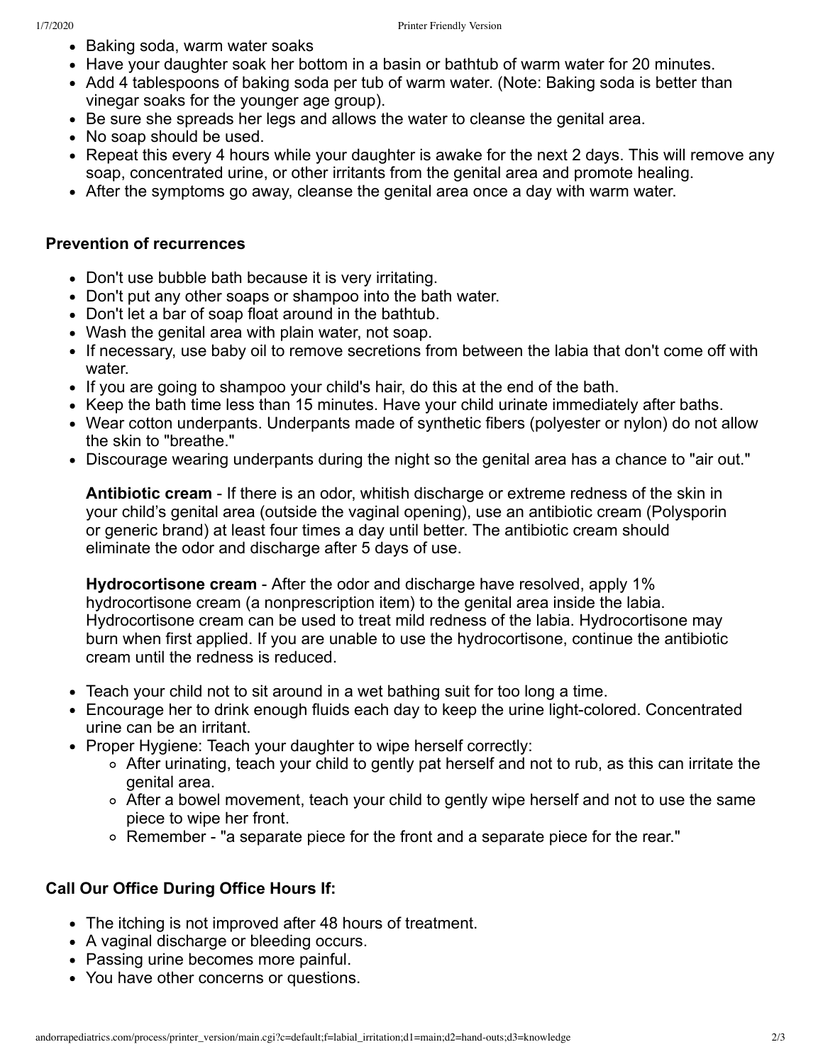- Baking soda, warm water soaks
- Have your daughter soak her bottom in a basin or bathtub of warm water for 20 minutes.
- Add 4 tablespoons of baking soda per tub of warm water. (Note: Baking soda is better than vinegar soaks for the younger age group).
- Be sure she spreads her legs and allows the water to cleanse the genital area.
- No soap should be used.
- Repeat this every 4 hours while your daughter is awake for the next 2 days. This will remove any soap, concentrated urine, or other irritants from the genital area and promote healing.
- After the symptoms go away, cleanse the genital area once a day with warm water.

### Prevention of recurrences

- Don't use bubble bath because it is very irritating.
- Don't put any other soaps or shampoo into the bath water.
- Don't let a bar of soap float around in the bathtub.
- Wash the genital area with plain water, not soap.
- If necessary, use baby oil to remove secretions from between the labia that don't come off with water.
- If you are going to shampoo your child's hair, do this at the end of the bath.
- Keep the bath time less than 15 minutes. Have your child urinate immediately after baths.
- Wear cotton underpants. Underpants made of synthetic fibers (polyester or nylon) do not allow the skin to "breathe."
- Discourage wearing underpants during the night so the genital area has a chance to "air out."

  **Antibiotic cream** - If there is an odor, whitish discharge or extreme redness of the skin in your child's genital area (outside the vaginal opening), use an antibiotic cream (Polysporin or generic brand) at least four times a day until better. The antibiotic cream should eliminate the odor and discharge after 5 days of use.

  **Hydrocortisone cream** - After the odor and discharge have resolved, apply 1% hydrocortisone cream (a nonprescription item) to the genital area inside the labia. Hydrocortisone cream can be used to treat mild redness of the labia. Hydrocortisone may burn when first applied. If you are unable to use the hydrocortisone, continue the antibiotic cream until the redness is reduced.

- Teach your child not to sit around in a wet bathing suit for too long a time.
- Encourage her to drink enough fluids each day to keep the urine light-colored. Concentrated urine can be an irritant.
- Proper Hygiene: Teach your daughter to wipe herself correctly:
  - After urinating, teach your child to gently pat herself and not to rub, as this can irritate the genital area.
  - After a bowel movement, teach your child to gently wipe herself and not to use the same piece to wipe her front.
  - Remember - "a separate piece for the front and a separate piece for the rear."

### Call Our Office During Office Hours If:

- The itching is not improved after 48 hours of treatment.
- A vaginal discharge or bleeding occurs.
- Passing urine becomes more painful.
- You have other concerns or questions.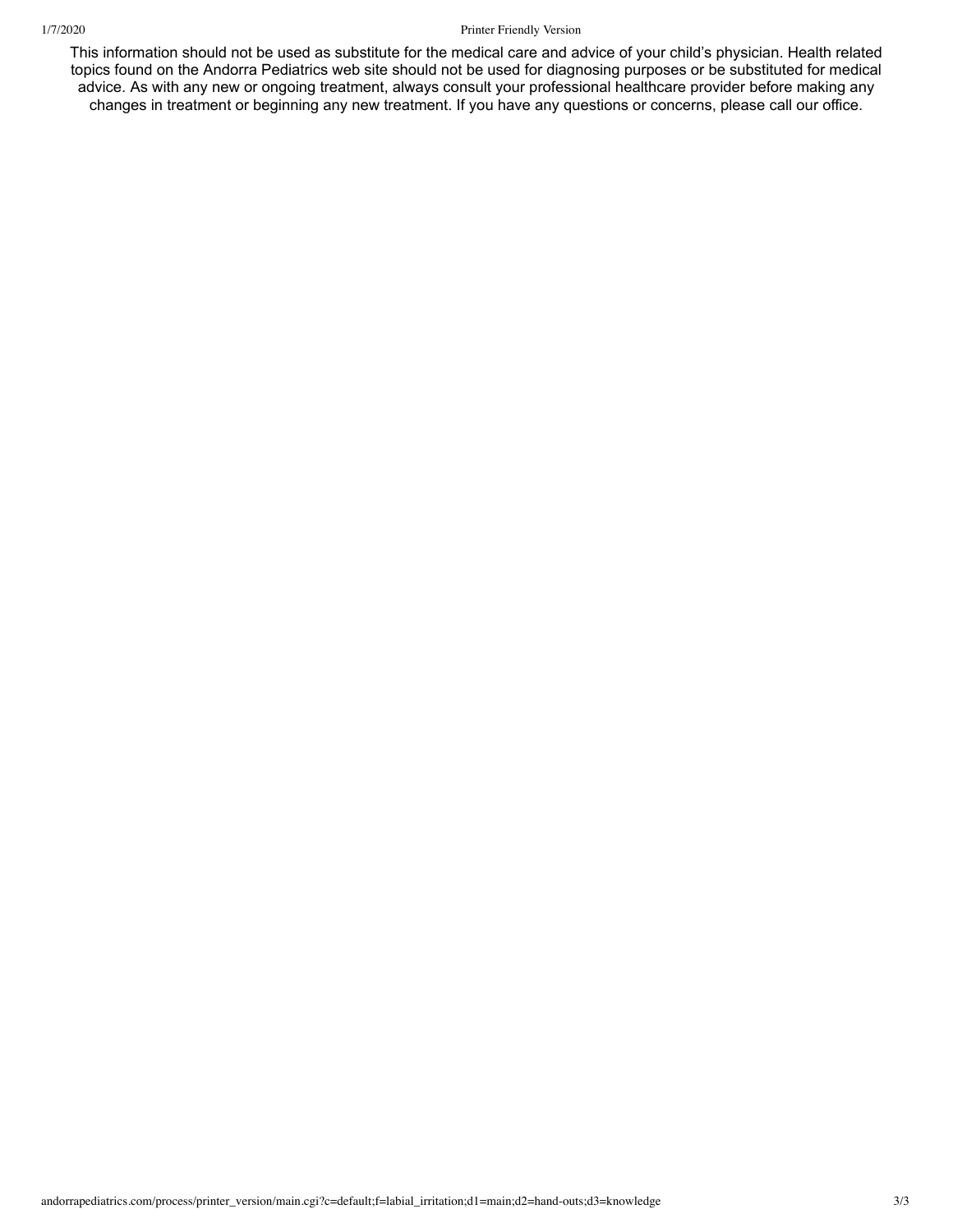This information should not be used as substitute for the medical care and advice of your child's physician. Health related topics found on the Andorra Pediatrics web site should not be used for diagnosing purposes or be substituted for medical advice. As with any new or ongoing treatment, always consult your professional healthcare provider before making any changes in treatment or beginning any new treatment. If you have any questions or concerns, please call our office.